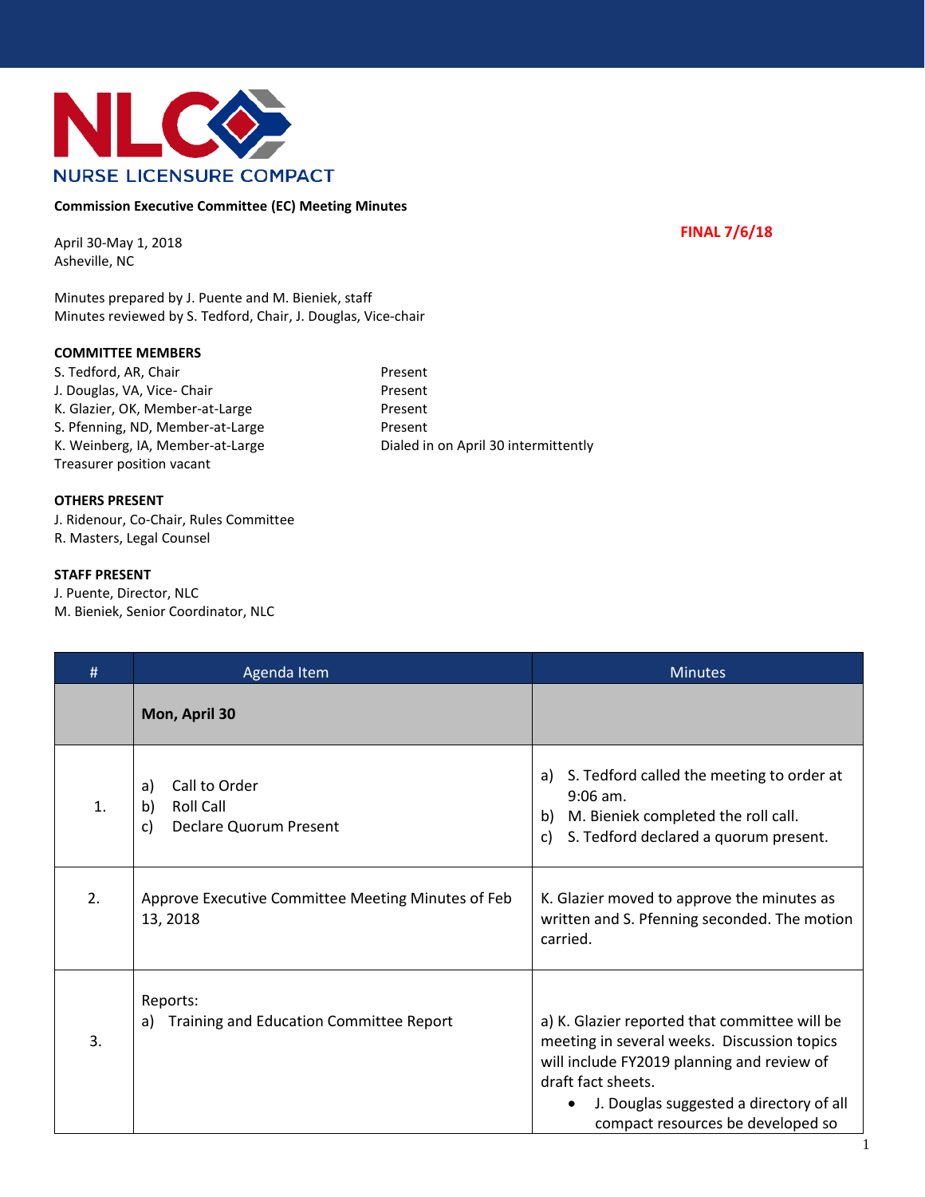# NURSE LICENSURE COMPACT

**Commission Executive Committee (EC) Meeting Minutes**

**FINAL 7/6/18**

April 30-May 1, 2018
Asheville, NC

Minutes prepared by J. Puente and M. Bieniek, staff
Minutes reviewed by S. Tedford, Chair, J. Douglas, Vice-chair

**COMMITTEE MEMBERS**

| | |
|---|---|
| S. Tedford, AR, Chair | Present |
| J. Douglas, VA, Vice- Chair | Present |
| K. Glazier, OK, Member-at-Large | Present |
| S. Pfenning, ND, Member-at-Large | Present |
| K. Weinberg, IA, Member-at-Large | Dialed in on April 30 intermittently |
| Treasurer position vacant | |

**OTHERS PRESENT**

J. Ridenour, Co-Chair, Rules Committee
R. Masters, Legal Counsel

**STAFF PRESENT**

J. Puente, Director, NLC
M. Bieniek, Senior Coordinator, NLC

| # | Agenda Item | Minutes |
|---|---|---|
| | **Mon, April 30** | |
| 1. | a) Call to Order<br>b) Roll Call<br>c) Declare Quorum Present | a) S. Tedford called the meeting to order at 9:06 am.<br>b) M. Bieniek completed the roll call.<br>c) S. Tedford declared a quorum present. |
| 2. | Approve Executive Committee Meeting Minutes of Feb 13, 2018 | K. Glazier moved to approve the minutes as written and S. Pfenning seconded. The motion carried. |
| 3. | Reports:<br>a) Training and Education Committee Report | a) K. Glazier reported that committee will be meeting in several weeks. Discussion topics will include FY2019 planning and review of draft fact sheets.<br>• J. Douglas suggested a directory of all compact resources be developed so |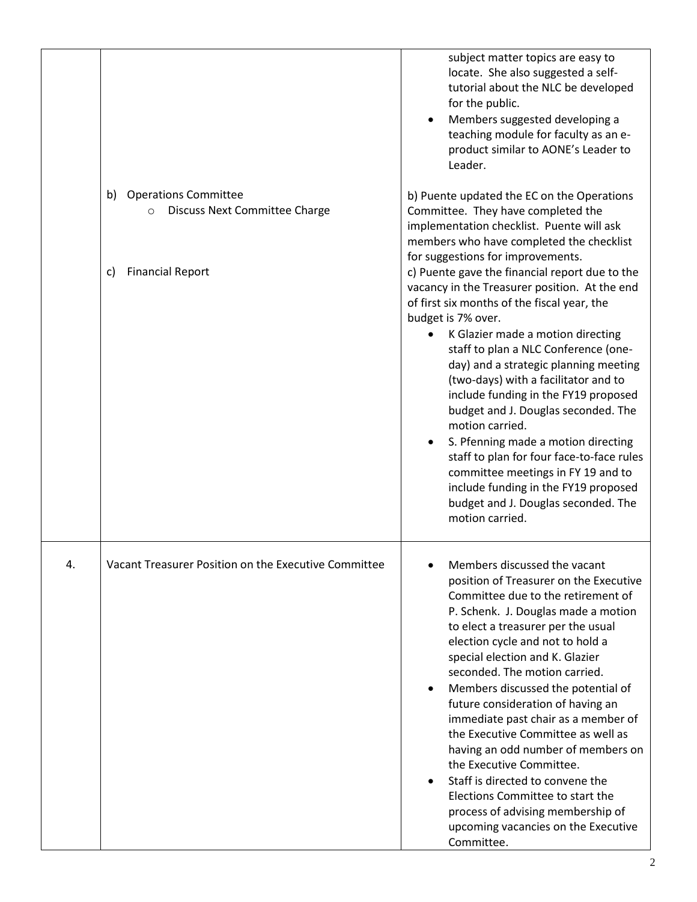| | | |
|---|---|---|
| | | • subject matter topics are easy to locate. She also suggested a self-tutorial about the NLC be developed for the public.<br>• Members suggested developing a teaching module for faculty as an e-product similar to AONE's Leader to Leader. |
| | b) Operations Committee<br>o Discuss Next Committee Charge | b) Puente updated the EC on the Operations Committee. They have completed the implementation checklist. Puente will ask members who have completed the checklist for suggestions for improvements. |
| | c) Financial Report | c) Puente gave the financial report due to the vacancy in the Treasurer position. At the end of first six months of the fiscal year, the budget is 7% over.<br>• K Glazier made a motion directing staff to plan a NLC Conference (one-day) and a strategic planning meeting (two-days) with a facilitator and to include funding in the FY19 proposed budget and J. Douglas seconded. The motion carried.<br>• S. Pfenning made a motion directing staff to plan for four face-to-face rules committee meetings in FY 19 and to include funding in the FY19 proposed budget and J. Douglas seconded. The motion carried. |
| 4. | Vacant Treasurer Position on the Executive Committee | • Members discussed the vacant position of Treasurer on the Executive Committee due to the retirement of P. Schenk. J. Douglas made a motion to elect a treasurer per the usual election cycle and not to hold a special election and K. Glazier seconded. The motion carried.<br>• Members discussed the potential of future consideration of having an immediate past chair as a member of the Executive Committee as well as having an odd number of members on the Executive Committee.<br>• Staff is directed to convene the Elections Committee to start the process of advising membership of upcoming vacancies on the Executive Committee. |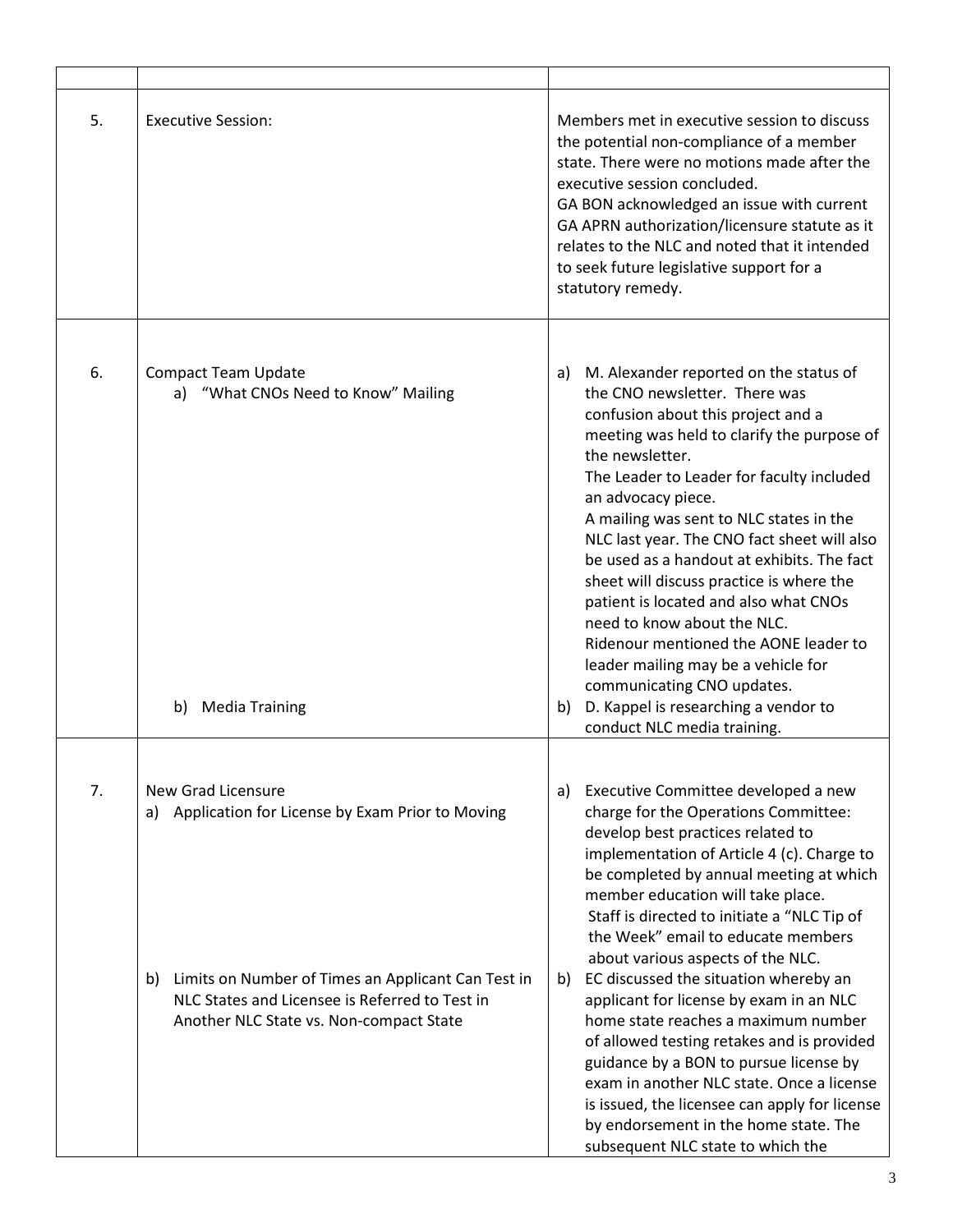| | | |
|---|---|---|
| 5. | Executive Session: | Members met in executive session to discuss the potential non-compliance of a member state. There were no motions made after the executive session concluded.<br>GA BON acknowledged an issue with current GA APRN authorization/licensure statute as it relates to the NLC and noted that it intended to seek future legislative support for a statutory remedy. |
| 6. | Compact Team Update<br>a) "What CNOs Need to Know" Mailing<br><br><br><br><br><br><br><br><br><br><br><br><br><br>b) Media Training | a) M. Alexander reported on the status of the CNO newsletter. There was confusion about this project and a meeting was held to clarify the purpose of the newsletter.<br>The Leader to Leader for faculty included an advocacy piece.<br>A mailing was sent to NLC states in the NLC last year. The CNO fact sheet will also be used as a handout at exhibits. The fact sheet will discuss practice is where the patient is located and also what CNOs need to know about the NLC.<br>Ridenour mentioned the AONE leader to leader mailing may be a vehicle for communicating CNO updates.<br>b) D. Kappel is researching a vendor to conduct NLC media training. |
| 7. | New Grad Licensure<br>a) Application for License by Exam Prior to Moving<br><br><br><br><br><br><br><br>b) Limits on Number of Times an Applicant Can Test in NLC States and Licensee is Referred to Test in Another NLC State vs. Non-compact State | a) Executive Committee developed a new charge for the Operations Committee: develop best practices related to implementation of Article 4 (c). Charge to be completed by annual meeting at which member education will take place.<br>Staff is directed to initiate a "NLC Tip of the Week" email to educate members about various aspects of the NLC.<br>b) EC discussed the situation whereby an applicant for license by exam in an NLC home state reaches a maximum number of allowed testing retakes and is provided guidance by a BON to pursue license by exam in another NLC state. Once a license is issued, the licensee can apply for license by endorsement in the home state. The subsequent NLC state to which the |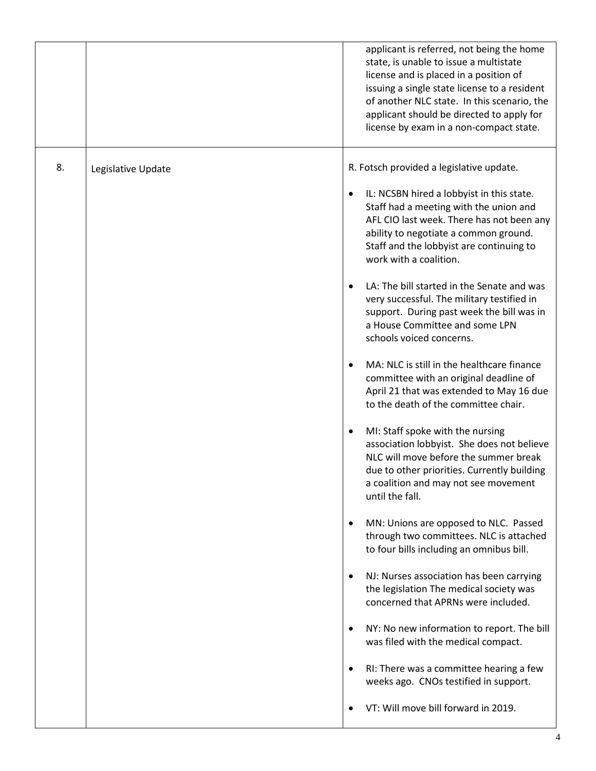| | | |
|---|---|---|
| | | applicant is referred, not being the home state, is unable to issue a multistate license and is placed in a position of issuing a single state license to a resident of another NLC state. In this scenario, the applicant should be directed to apply for license by exam in a non-compact state. |
| 8. | Legislative Update | R. Fotsch provided a legislative update.<br><br>• IL: NCSBN hired a lobbyist in this state. Staff had a meeting with the union and AFL CIO last week. There has not been any ability to negotiate a common ground. Staff and the lobbyist are continuing to work with a coalition.<br><br>• LA: The bill started in the Senate and was very successful. The military testified in support. During past week the bill was in a House Committee and some LPN schools voiced concerns.<br><br>• MA: NLC is still in the healthcare finance committee with an original deadline of April 21 that was extended to May 16 due to the death of the committee chair.<br><br>• MI: Staff spoke with the nursing association lobbyist. She does not believe NLC will move before the summer break due to other priorities. Currently building a coalition and may not see movement until the fall.<br><br>• MN: Unions are opposed to NLC. Passed through two committees. NLC is attached to four bills including an omnibus bill.<br><br>• NJ: Nurses association has been carrying the legislation The medical society was concerned that APRNs were included.<br><br>• NY: No new information to report. The bill was filed with the medical compact.<br><br>• RI: There was a committee hearing a few weeks ago. CNOs testified in support.<br><br>• VT: Will move bill forward in 2019. |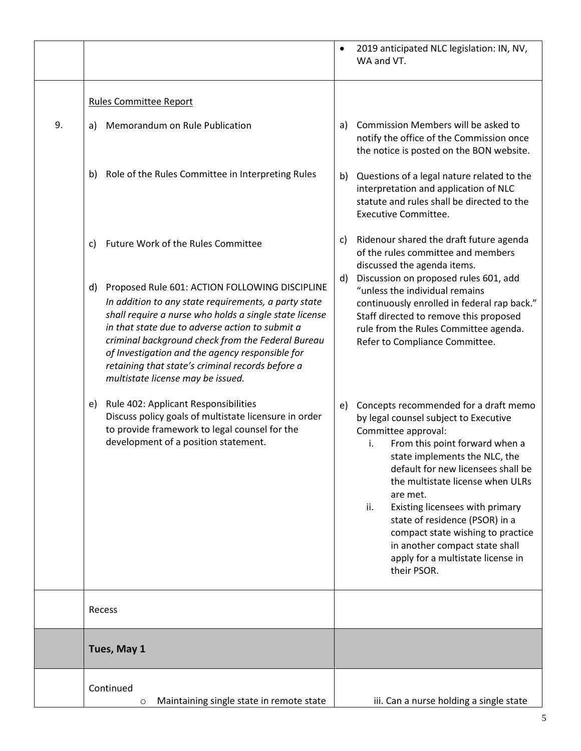| | | |
|---|---|---|
| | | • 2019 anticipated NLC legislation: IN, NV, WA and VT. |
| 9. | Rules Committee Report<br><br>a) Memorandum on Rule Publication | a) Commission Members will be asked to notify the office of the Commission once the notice is posted on the BON website. |
| | b) Role of the Rules Committee in Interpreting Rules | b) Questions of a legal nature related to the interpretation and application of NLC statute and rules shall be directed to the Executive Committee. |
| | c) Future Work of the Rules Committee | c) Ridenour shared the draft future agenda of the rules committee and members discussed the agenda items. |
| | d) Proposed Rule 601: ACTION FOLLOWING DISCIPLINE *In addition to any state requirements, a party state shall require a nurse who holds a single state license in that state due to adverse action to submit a criminal background check from the Federal Bureau of Investigation and the agency responsible for retaining that state's criminal records before a multistate license may be issued.* | d) Discussion on proposed rules 601, add "unless the individual remains continuously enrolled in federal rap back." Staff directed to remove this proposed rule from the Rules Committee agenda. Refer to Compliance Committee. |
| | e) Rule 402: Applicant Responsibilities Discuss policy goals of multistate licensure in order to provide framework to legal counsel for the development of a position statement. | e) Concepts recommended for a draft memo by legal counsel subject to Executive Committee approval:<br>i. From this point forward when a state implements the NLC, the default for new licensees shall be the multistate license when ULRs are met.<br>ii. Existing licensees with primary state of residence (PSOR) in a compact state wishing to practice in another compact state shall apply for a multistate license in their PSOR. |
| | Recess | |
| | **Tues, May 1** | |
| | Continued<br>○ Maintaining single state in remote state | iii. Can a nurse holding a single state |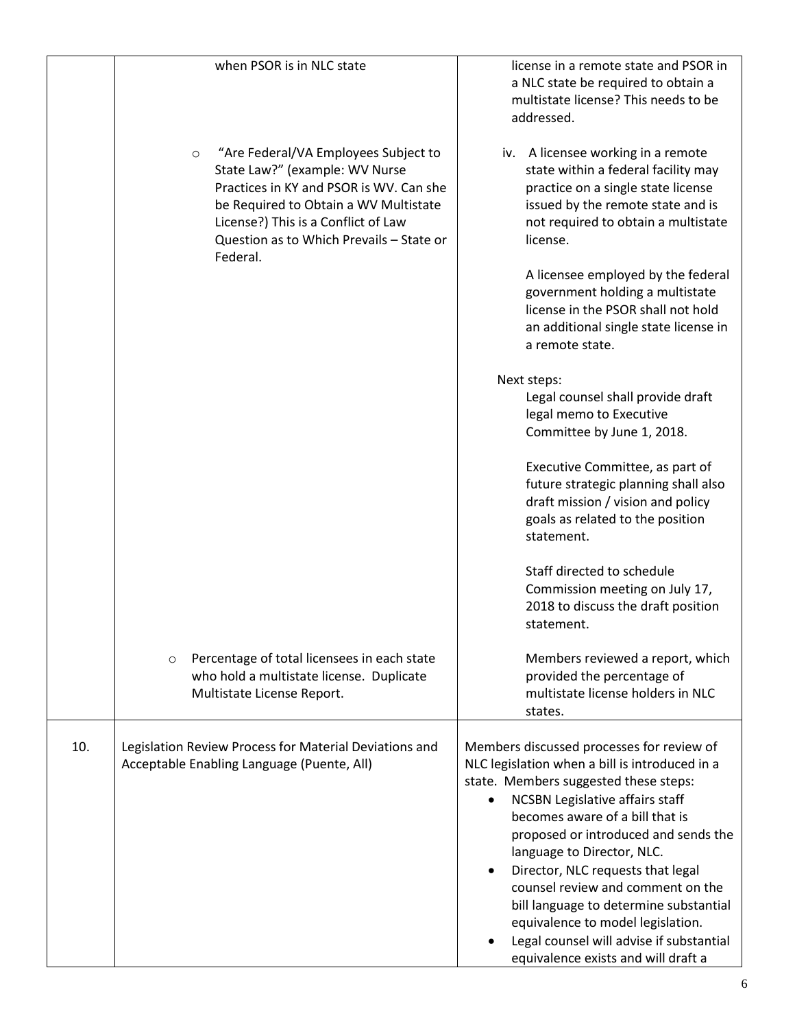|  |  |  |
|---|---|---|
|  | when PSOR is in NLC state | license in a remote state and PSOR in a NLC state be required to obtain a multistate license? This needs to be addressed. |
|  | ○ "Are Federal/VA Employees Subject to State Law?" (example: WV Nurse Practices in KY and PSOR is WV. Can she be Required to Obtain a WV Multistate License?) This is a Conflict of Law Question as to Which Prevails – State or Federal. | iv. A licensee working in a remote state within a federal facility may practice on a single state license issued by the remote state and is not required to obtain a multistate license.<br><br>A licensee employed by the federal government holding a multistate license in the PSOR shall not hold an additional single state license in a remote state.<br><br>Next steps:<br>Legal counsel shall provide draft legal memo to Executive Committee by June 1, 2018.<br><br>Executive Committee, as part of future strategic planning shall also draft mission / vision and policy goals as related to the position statement.<br><br>Staff directed to schedule Commission meeting on July 17, 2018 to discuss the draft position statement. |
|  | ○ Percentage of total licensees in each state who hold a multistate license. Duplicate Multistate License Report. | Members reviewed a report, which provided the percentage of multistate license holders in NLC states. |
| 10. | Legislation Review Process for Material Deviations and Acceptable Enabling Language (Puente, All) | Members discussed processes for review of NLC legislation when a bill is introduced in a state. Members suggested these steps:<br>• NCSBN Legislative affairs staff becomes aware of a bill that is proposed or introduced and sends the language to Director, NLC.<br>• Director, NLC requests that legal counsel review and comment on the bill language to determine substantial equivalence to model legislation.<br>• Legal counsel will advise if substantial equivalence exists and will draft a |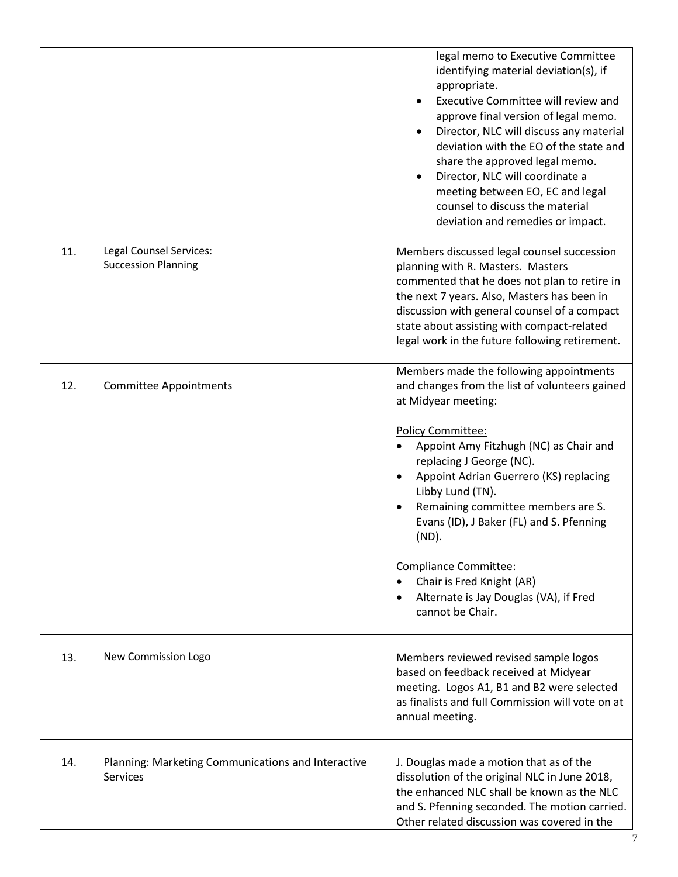| | | |
|---|---|---|
| | | legal memo to Executive Committee identifying material deviation(s), if appropriate.<br>• Executive Committee will review and approve final version of legal memo.<br>• Director, NLC will discuss any material deviation with the EO of the state and share the approved legal memo.<br>• Director, NLC will coordinate a meeting between EO, EC and legal counsel to discuss the material deviation and remedies or impact. |
| 11. | Legal Counsel Services: Succession Planning | Members discussed legal counsel succession planning with R. Masters. Masters commented that he does not plan to retire in the next 7 years. Also, Masters has been in discussion with general counsel of a compact state about assisting with compact-related legal work in the future following retirement. |
| 12. | Committee Appointments | Members made the following appointments and changes from the list of volunteers gained at Midyear meeting:<br><br>Policy Committee:<br>• Appoint Amy Fitzhugh (NC) as Chair and replacing J George (NC).<br>• Appoint Adrian Guerrero (KS) replacing Libby Lund (TN).<br>• Remaining committee members are S. Evans (ID), J Baker (FL) and S. Pfenning (ND).<br><br>Compliance Committee:<br>• Chair is Fred Knight (AR)<br>• Alternate is Jay Douglas (VA), if Fred cannot be Chair. |
| 13. | New Commission Logo | Members reviewed revised sample logos based on feedback received at Midyear meeting. Logos A1, B1 and B2 were selected as finalists and full Commission will vote on at annual meeting. |
| 14. | Planning: Marketing Communications and Interactive Services | J. Douglas made a motion that as of the dissolution of the original NLC in June 2018, the enhanced NLC shall be known as the NLC and S. Pfenning seconded. The motion carried. Other related discussion was covered in the |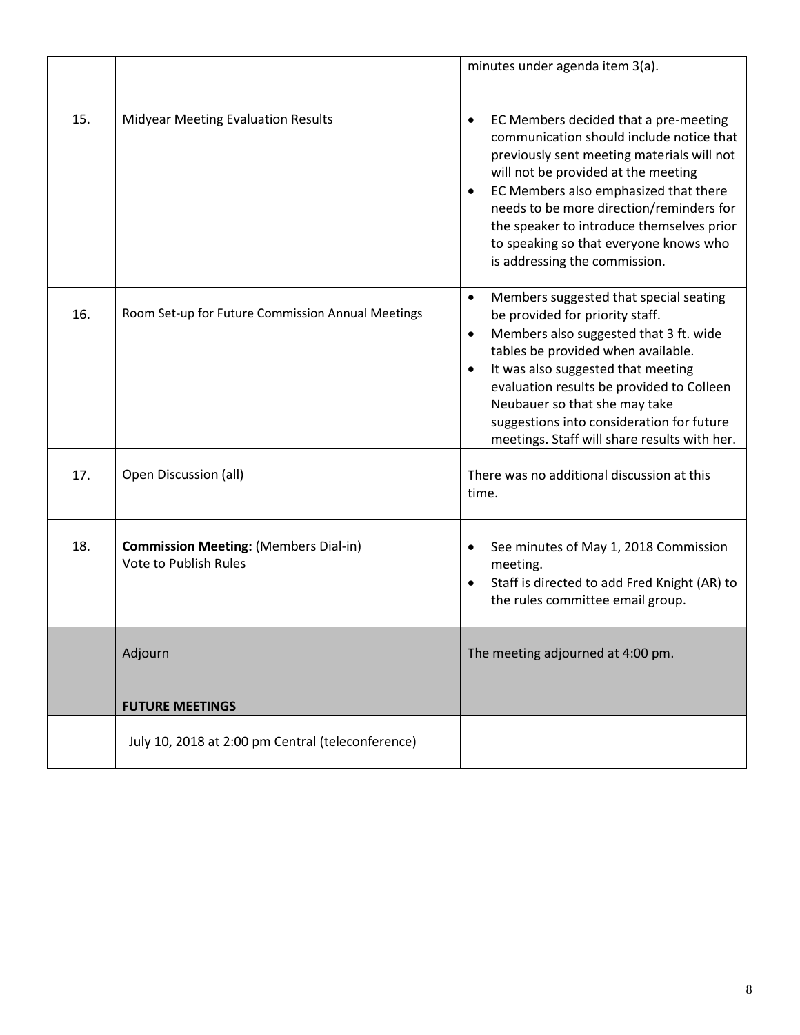| | | |
|---|---|---|
| | | minutes under agenda item 3(a). |
| 15. | Midyear Meeting Evaluation Results | • EC Members decided that a pre-meeting communication should include notice that previously sent meeting materials will not will not be provided at the meeting<br>• EC Members also emphasized that there needs to be more direction/reminders for the speaker to introduce themselves prior to speaking so that everyone knows who is addressing the commission. |
| 16. | Room Set-up for Future Commission Annual Meetings | • Members suggested that special seating be provided for priority staff.<br>• Members also suggested that 3 ft. wide tables be provided when available.<br>• It was also suggested that meeting evaluation results be provided to Colleen Neubauer so that she may take suggestions into consideration for future meetings. Staff will share results with her. |
| 17. | Open Discussion (all) | There was no additional discussion at this time. |
| 18. | **Commission Meeting:** (Members Dial-in)<br>Vote to Publish Rules | • See minutes of May 1, 2018 Commission meeting.<br>• Staff is directed to add Fred Knight (AR) to the rules committee email group. |
| | Adjourn | The meeting adjourned at 4:00 pm. |
| | **FUTURE MEETINGS** | |
| | July 10, 2018 at 2:00 pm Central (teleconference) | |